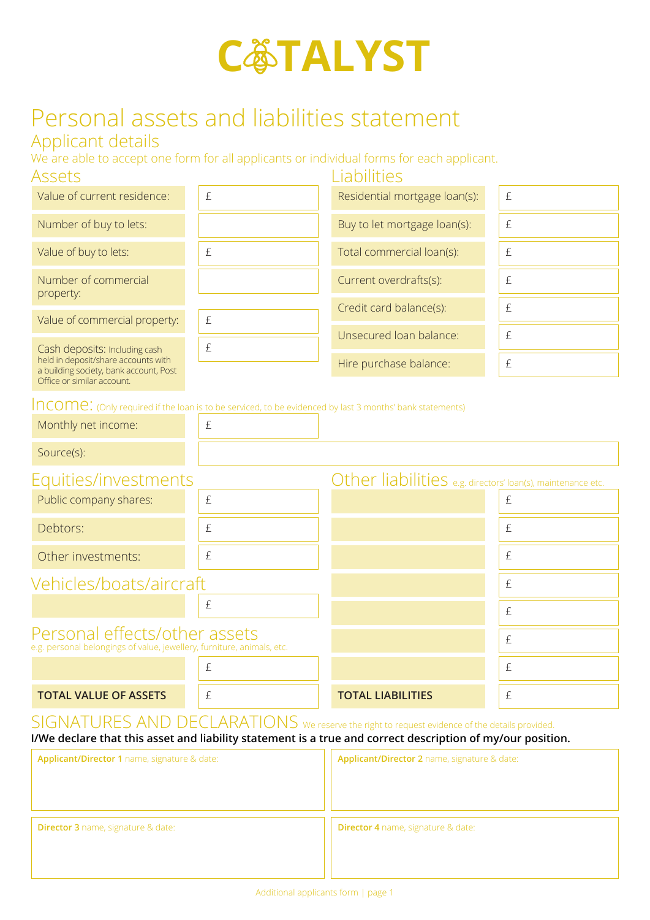# CATALYST

# Personal assets and liabilities statement

## Applicant details

We are able to accept one form for all applicants or individual forms for each applicant.

### Assets

| | |
|---|---|
| Value of current residence: | £ |
| Number of buy to lets: | |
| Value of buy to lets: | £ |
| Number of commercial property: | |
| Value of commercial property: | £ |
| Cash deposits: Including cash held in deposit/share accounts with a building society, bank account, Post Office or similar account. | £ |

### Liabilities

| | |
|---|---|
| Residential mortgage loan(s): | £ |
| Buy to let mortgage loan(s): | £ |
| Total commercial loan(s): | £ |
| Current overdrafts(s): | £ |
| Credit card balance(s): | £ |
| Unsecured loan balance: | £ |
| Hire purchase balance: | £ |

### Income: (Only required if the loan is to be serviced, to be evidenced by last 3 months' bank statements)

| | |
|---|---|
| Monthly net income: | £ |
| Source(s): | |

### Equities/investments

| | |
|---|---|
| Public company shares: | £ |
| Debtors: | £ |
| Other investments: | £ |

### Vehicles/boats/aircraft

| | |
|---|---|
| | £ |

### Personal effects/other assets

e.g. personal belongings of value, jewellery, furniture, animals, etc.

| | |
|---|---|
| | £ |
| **TOTAL VALUE OF ASSETS** | £ |

### Other liabilities e.g. directors' loan(s), maintenance etc.

| | |
|---|---|
| | £ |
| | £ |
| | £ |
| | £ |
| | £ |
| | £ |
| | £ |
| **TOTAL LIABILITIES** | £ |

## SIGNATURES AND DECLARATIONS

We reserve the right to request evidence of the details provided.

**I/We declare that this asset and liability statement is a true and correct description of my/our position.**

| | |
|---|---|
| **Applicant/Director 1** name, signature & date: | **Applicant/Director 2** name, signature & date: |
| **Director 3** name, signature & date: | **Director 4** name, signature & date: |

Additional applicants form | page 1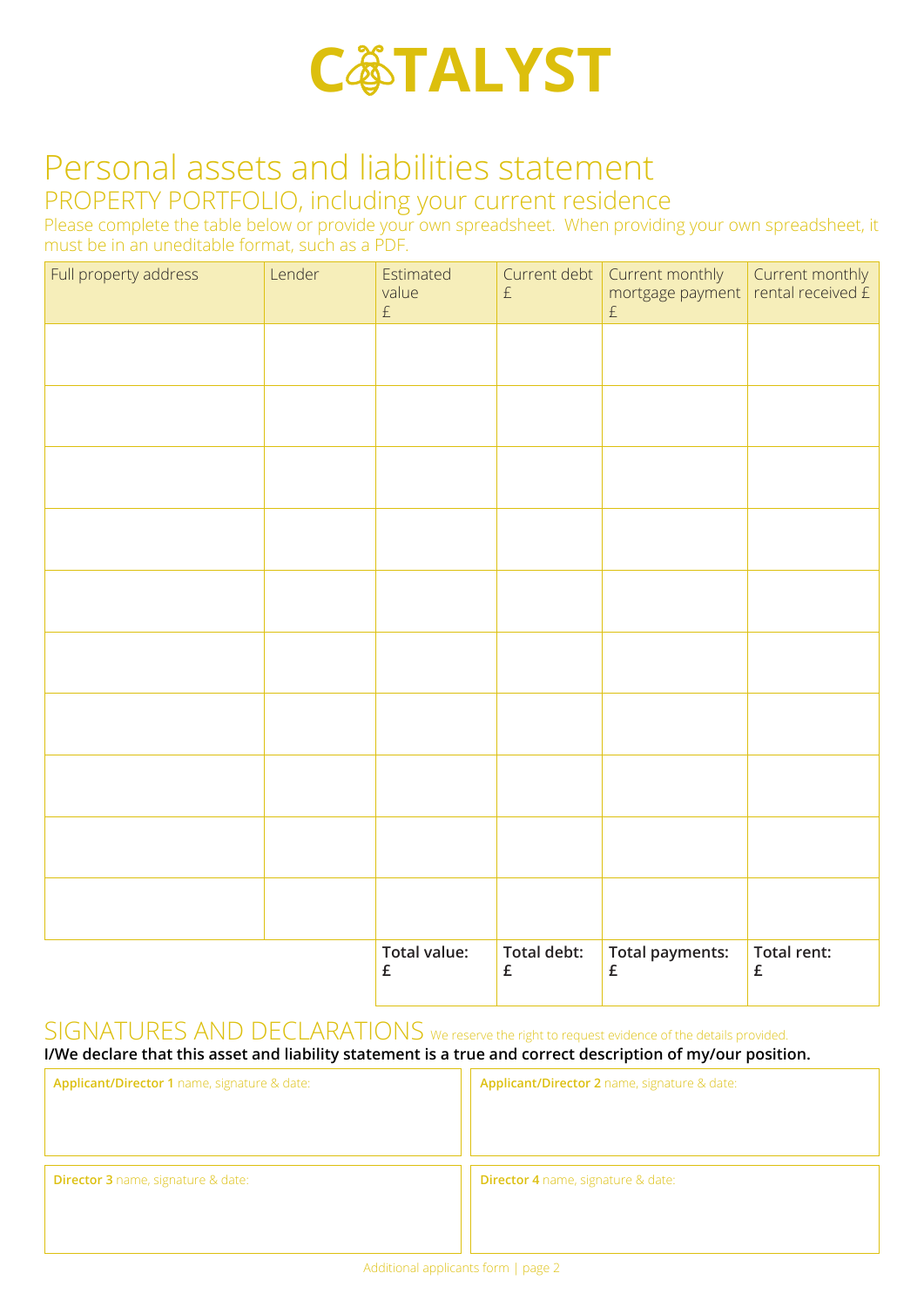# CATALYST

# Personal assets and liabilities statement

## PROPERTY PORTFOLIO, including your current residence

Please complete the table below or provide your own spreadsheet. When providing your own spreadsheet, it must be in an uneditable format, such as a PDF.

| Full property address | Lender | Estimated value £ | Current debt £ | Current monthly mortgage payment £ | Current monthly rental received £ |
|---|---|---|---|---|---|
| | | | | | |
| | | | | | |
| | | | | | |
| | | | | | |
| | | | | | |
| | | | | | |
| | | | | | |
| | | | | | |
| | | | | | |
| | | | | | |
| | | **Total value: £** | **Total debt: £** | **Total payments: £** | **Total rent: £** |

## SIGNATURES AND DECLARATIONS

We reserve the right to request evidence of the details provided.

**I/We declare that this asset and liability statement is a true and correct description of my/our position.**

| | |
|---|---|
| **Applicant/Director 1** name, signature & date: | **Applicant/Director 2** name, signature & date: |
| **Director 3** name, signature & date: | **Director 4** name, signature & date: |

Additional applicants form | page 2